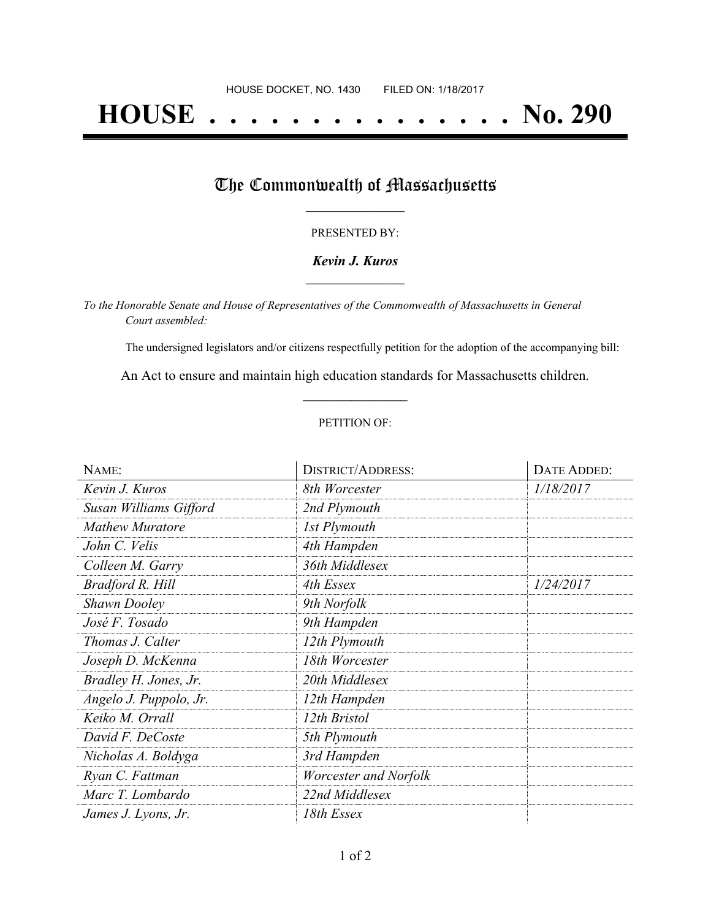HOUSE DOCKET, NO. 1430 FILED ON: 1/18/2017

# HOUSE . . . . . . . . . . . . . . . No. 290

## The Commonwealth of Massachusetts

PRESENTED BY:

***Kevin J. Kuros***

*To the Honorable Senate and House of Representatives of the Commonwealth of Massachusetts in General Court assembled:*

The undersigned legislators and/or citizens respectfully petition for the adoption of the accompanying bill:

An Act to ensure and maintain high education standards for Massachusetts children.

PETITION OF:

| NAME: | DISTRICT/ADDRESS: | DATE ADDED: |
|---|---|---|
| *Kevin J. Kuros* | *8th Worcester* | *1/18/2017* |
| *Susan Williams Gifford* | *2nd Plymouth* | |
| *Mathew Muratore* | *1st Plymouth* | |
| *John C. Velis* | *4th Hampden* | |
| *Colleen M. Garry* | *36th Middlesex* | |
| *Bradford R. Hill* | *4th Essex* | *1/24/2017* |
| *Shawn Dooley* | *9th Norfolk* | |
| *José F. Tosado* | *9th Hampden* | |
| *Thomas J. Calter* | *12th Plymouth* | |
| *Joseph D. McKenna* | *18th Worcester* | |
| *Bradley H. Jones, Jr.* | *20th Middlesex* | |
| *Angelo J. Puppolo, Jr.* | *12th Hampden* | |
| *Keiko M. Orrall* | *12th Bristol* | |
| *David F. DeCoste* | *5th Plymouth* | |
| *Nicholas A. Boldyga* | *3rd Hampden* | |
| *Ryan C. Fattman* | *Worcester and Norfolk* | |
| *Marc T. Lombardo* | *22nd Middlesex* | |
| *James J. Lyons, Jr.* | *18th Essex* | |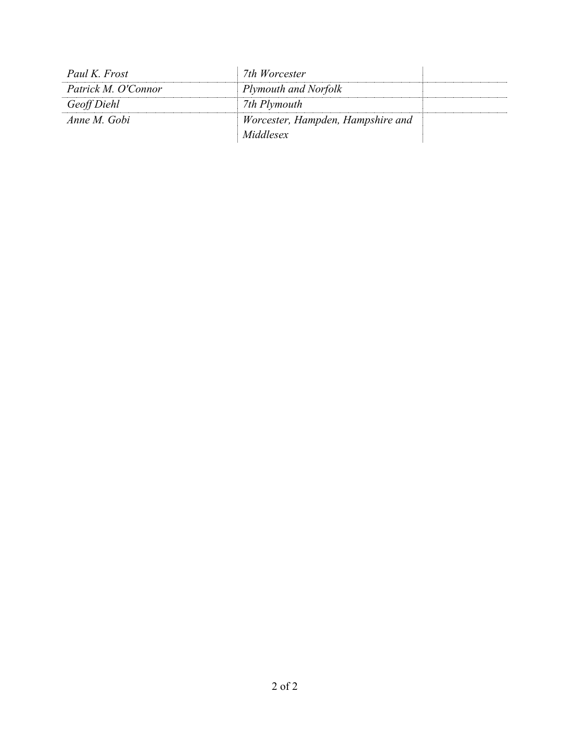| | | |
|---|---|---|
| *Paul K. Frost* | *7th Worcester* | |
| *Patrick M. O'Connor* | *Plymouth and Norfolk* | |
| *Geoff Diehl* | *7th Plymouth* | |
| *Anne M. Gobi* | *Worcester, Hampden, Hampshire and Middlesex* | |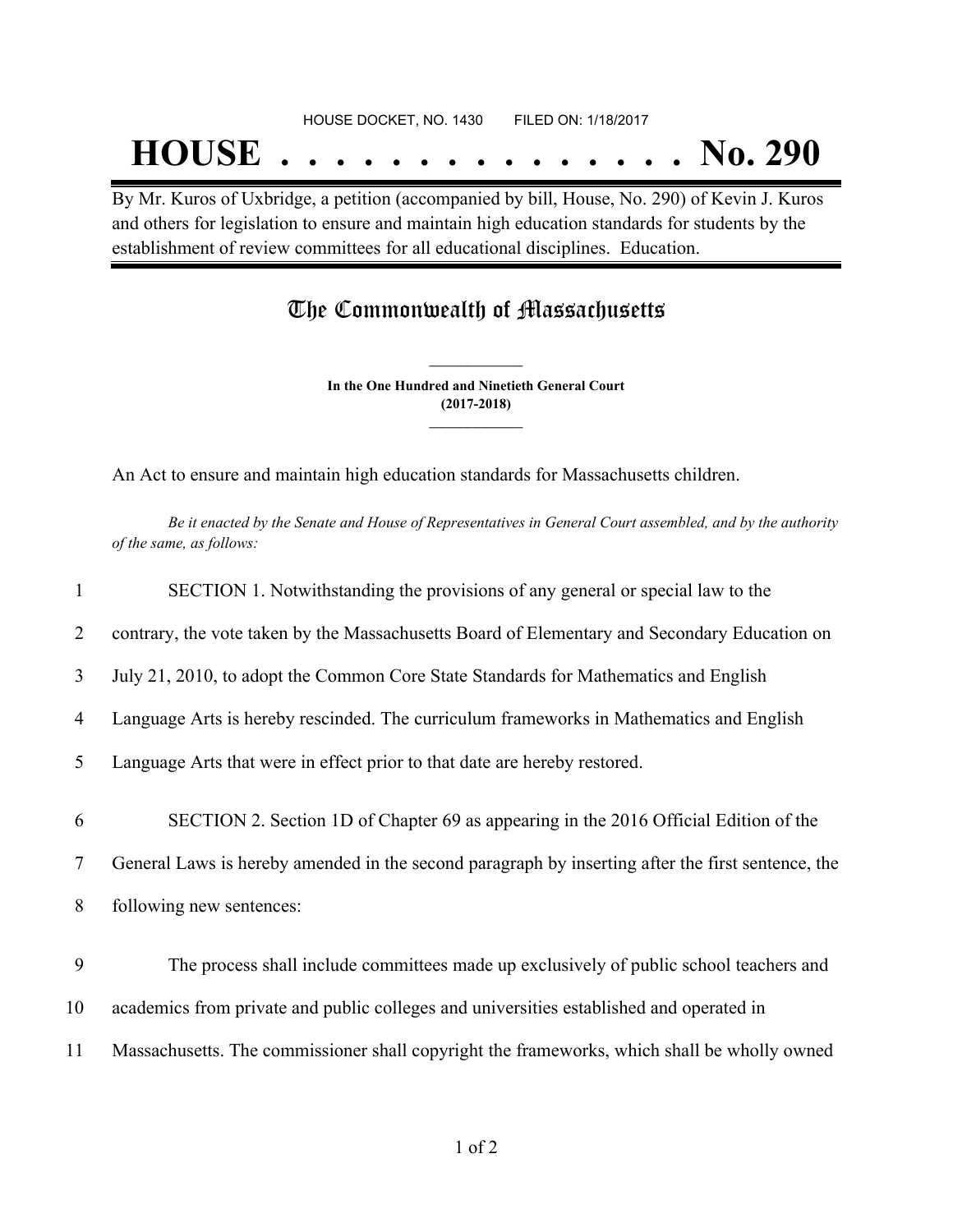HOUSE DOCKET, NO. 1430        FILED ON: 1/18/2017

# HOUSE . . . . . . . . . . . . . . . No. 290

By Mr. Kuros of Uxbridge, a petition (accompanied by bill, House, No. 290) of Kevin J. Kuros and others for legislation to ensure and maintain high education standards for students by the establishment of review committees for all educational disciplines. Education.

## The Commonwealth of Massachusetts

**In the One Hundred and Ninetieth General Court**
**(2017-2018)**

An Act to ensure and maintain high education standards for Massachusetts children.

*Be it enacted by the Senate and House of Representatives in General Court assembled, and by the authority of the same, as follows:*

1 SECTION 1. Notwithstanding the provisions of any general or special law to the
2 contrary, the vote taken by the Massachusetts Board of Elementary and Secondary Education on
3 July 21, 2010, to adopt the Common Core State Standards for Mathematics and English
4 Language Arts is hereby rescinded. The curriculum frameworks in Mathematics and English
5 Language Arts that were in effect prior to that date are hereby restored.

6 SECTION 2. Section 1D of Chapter 69 as appearing in the 2016 Official Edition of the
7 General Laws is hereby amended in the second paragraph by inserting after the first sentence, the
8 following new sentences:

9 The process shall include committees made up exclusively of public school teachers and
10 academics from private and public colleges and universities established and operated in
11 Massachusetts. The commissioner shall copyright the frameworks, which shall be wholly owned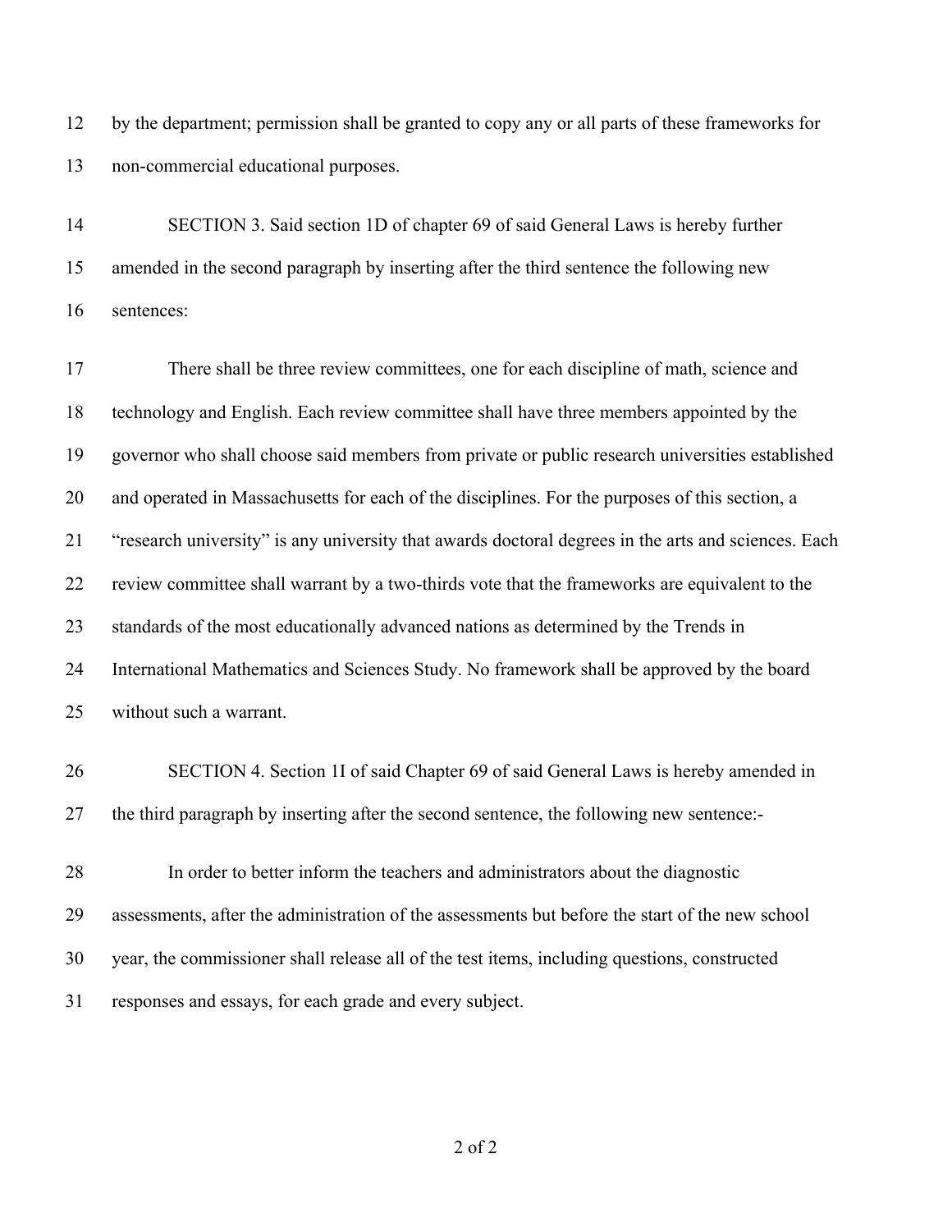by the department; permission shall be granted to copy any or all parts of these frameworks for non-commercial educational purposes.

SECTION 3. Said section 1D of chapter 69 of said General Laws is hereby further amended in the second paragraph by inserting after the third sentence the following new sentences:

There shall be three review committees, one for each discipline of math, science and technology and English. Each review committee shall have three members appointed by the governor who shall choose said members from private or public research universities established and operated in Massachusetts for each of the disciplines. For the purposes of this section, a "research university" is any university that awards doctoral degrees in the arts and sciences. Each review committee shall warrant by a two-thirds vote that the frameworks are equivalent to the standards of the most educationally advanced nations as determined by the Trends in International Mathematics and Sciences Study. No framework shall be approved by the board without such a warrant.

SECTION 4. Section 1I of said Chapter 69 of said General Laws is hereby amended in the third paragraph by inserting after the second sentence, the following new sentence:-

In order to better inform the teachers and administrators about the diagnostic assessments, after the administration of the assessments but before the start of the new school year, the commissioner shall release all of the test items, including questions, constructed responses and essays, for each grade and every subject.